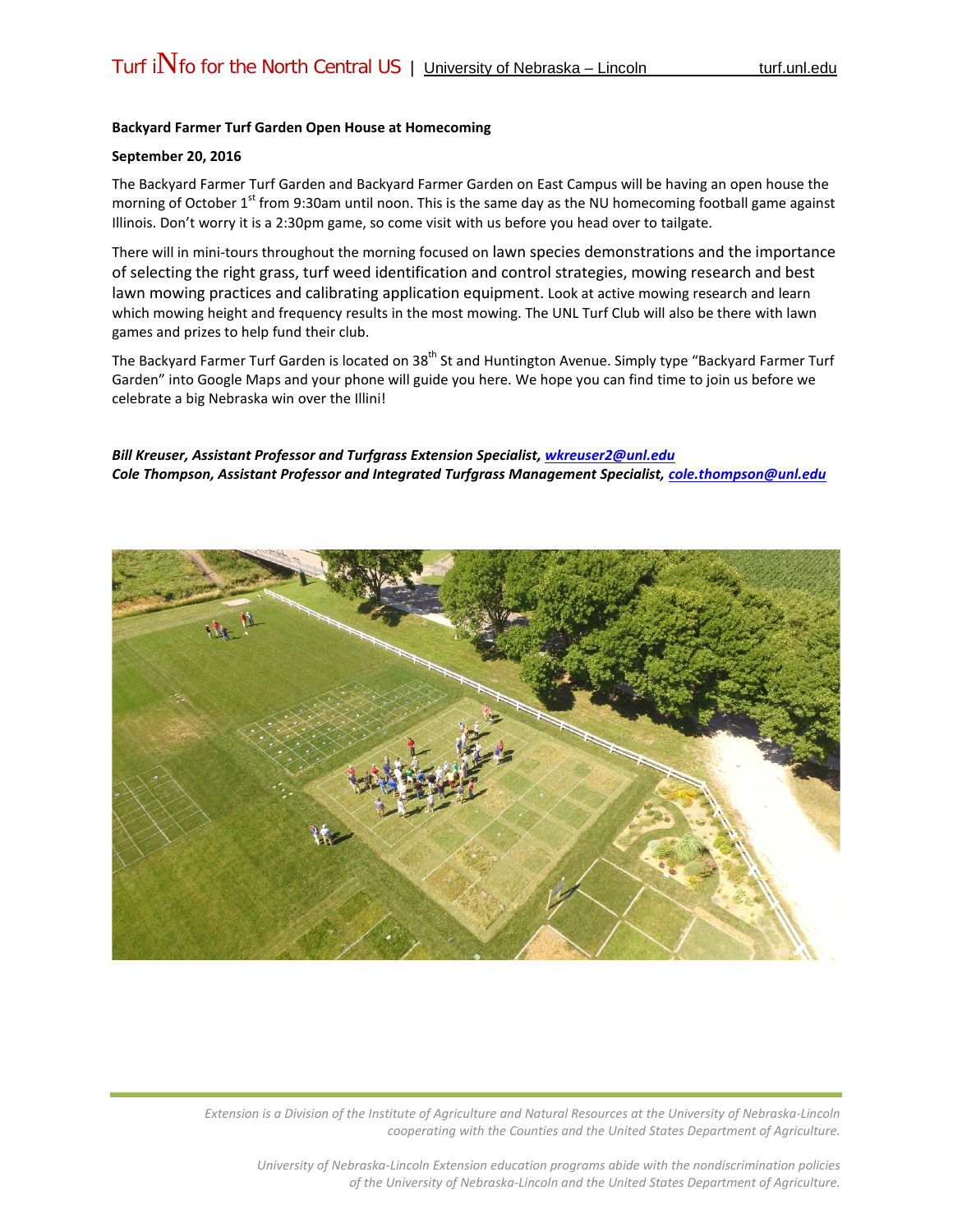**Backyard Farmer Turf Garden Open House at Homecoming**

**September 20, 2016**

The Backyard Farmer Turf Garden and Backyard Farmer Garden on East Campus will be having an open house the morning of October 1st from 9:30am until noon. This is the same day as the NU homecoming football game against Illinois. Don't worry it is a 2:30pm game, so come visit with us before you head over to tailgate.

There will in mini-tours throughout the morning focused on lawn species demonstrations and the importance of selecting the right grass, turf weed identification and control strategies, mowing research and best lawn mowing practices and calibrating application equipment. Look at active mowing research and learn which mowing height and frequency results in the most mowing. The UNL Turf Club will also be there with lawn games and prizes to help fund their club.

The Backyard Farmer Turf Garden is located on 38th St and Huntington Avenue. Simply type "Backyard Farmer Turf Garden" into Google Maps and your phone will guide you here. We hope you can find time to join us before we celebrate a big Nebraska win over the Illini!

***Bill Kreuser, Assistant Professor and Turfgrass Extension Specialist, wkreuser2@unl.edu***
***Cole Thompson, Assistant Professor and Integrated Turfgrass Management Specialist, cole.thompson@unl.edu***

*Extension is a Division of the Institute of Agriculture and Natural Resources at the University of Nebraska-Lincoln cooperating with the Counties and the United States Department of Agriculture.*

*University of Nebraska-Lincoln Extension education programs abide with the nondiscrimination policies of the University of Nebraska-Lincoln and the United States Department of Agriculture.*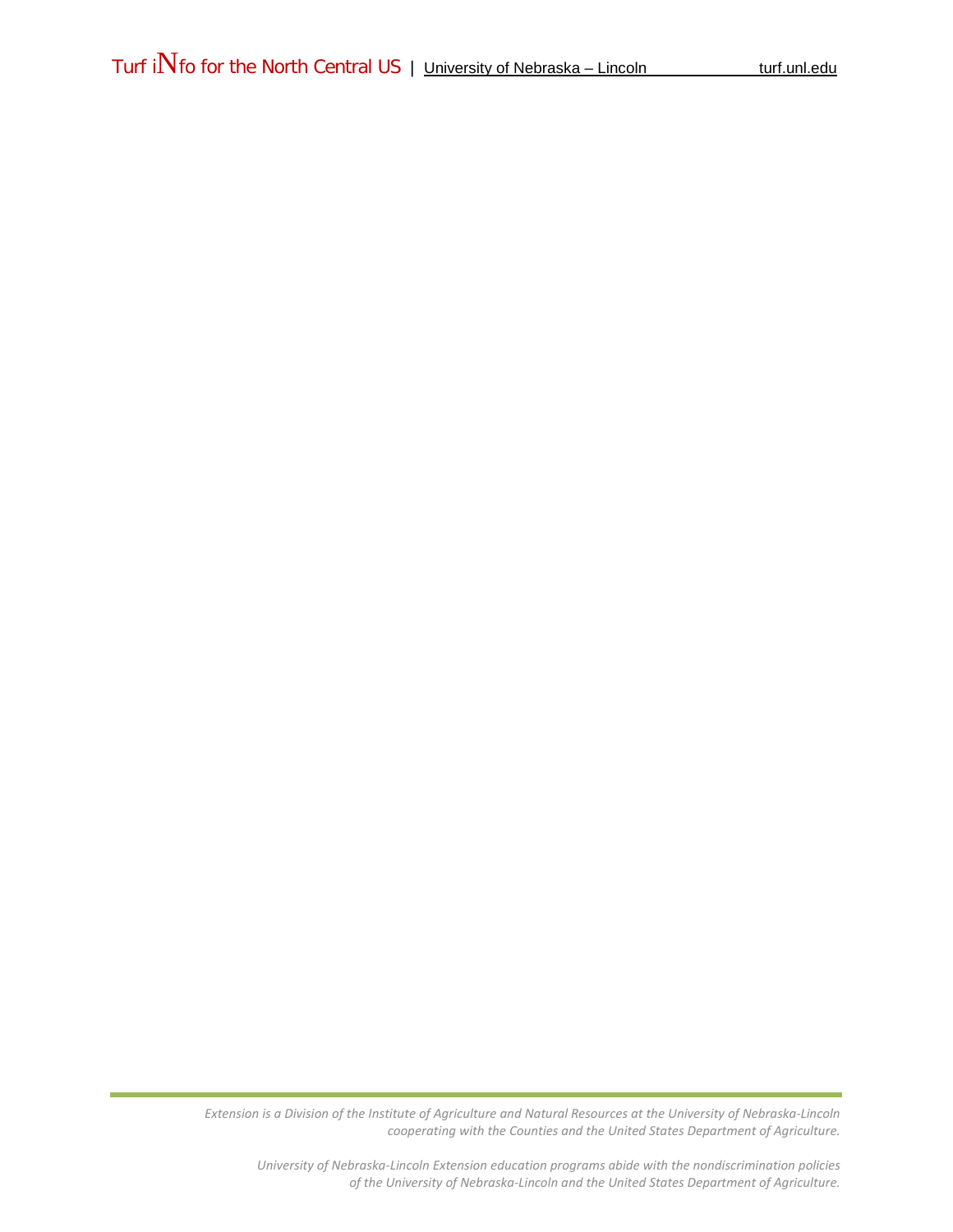*Extension is a Division of the Institute of Agriculture and Natural Resources at the University of Nebraska-Lincoln cooperating with the Counties and the United States Department of Agriculture.*

*University of Nebraska-Lincoln Extension education programs abide with the nondiscrimination policies of the University of Nebraska-Lincoln and the United States Department of Agriculture.*